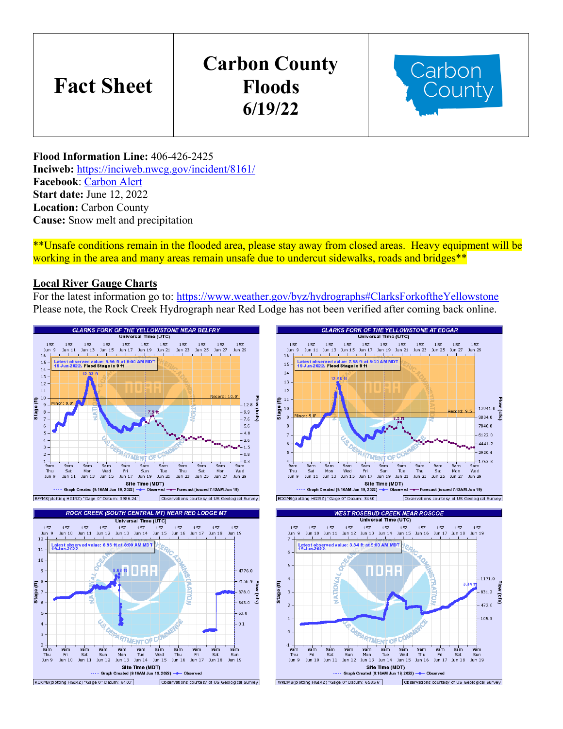| Fact Sheet | Carbon County Floods 6/19/22 | Carbon County |
|---|---|---|

**Flood Information Line:** 406-426-2425
**Inciweb:** https://inciweb.nwcg.gov/incident/8161/
**Facebook**: Carbon Alert
**Start date:** June 12, 2022
**Location:** Carbon County
**Cause:** Snow melt and precipitation

**Unsafe conditions remain in the flooded area, please stay away from closed areas. Heavy equipment will be working in the area and many areas remain unsafe due to undercut sidewalks, roads and bridges**

## Local River Gauge Charts

For the latest information go to: https://www.weather.gov/byz/hydrographs#ClarksForkoftheYellowstone
Please note, the Rock Creek Hydrograph near Red Lodge has not been verified after coming back online.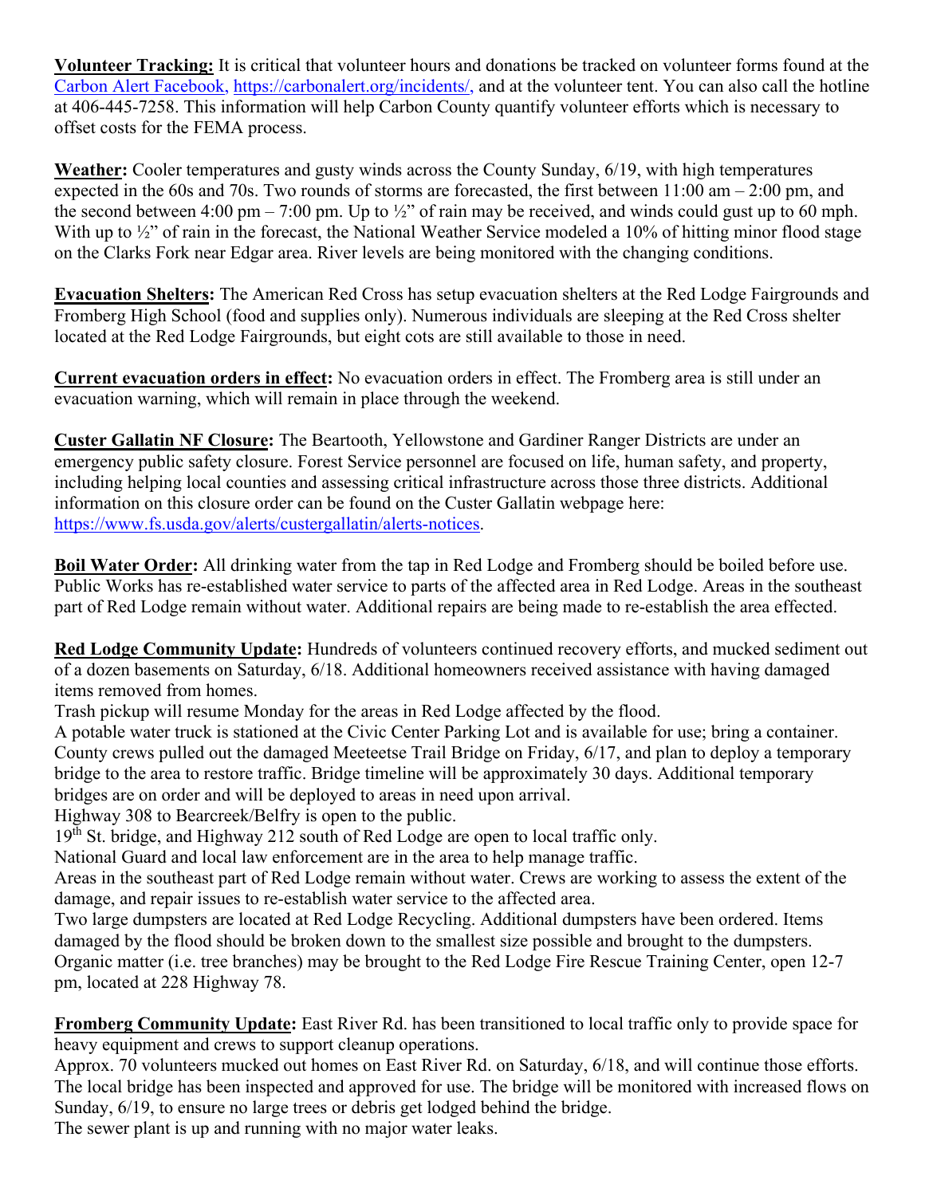**Volunteer Tracking:** It is critical that volunteer hours and donations be tracked on volunteer forms found at the Carbon Alert Facebook, https://carbonalert.org/incidents/, and at the volunteer tent. You can also call the hotline at 406-445-7258. This information will help Carbon County quantify volunteer efforts which is necessary to offset costs for the FEMA process.

**Weather:** Cooler temperatures and gusty winds across the County Sunday, 6/19, with high temperatures expected in the 60s and 70s. Two rounds of storms are forecasted, the first between 11:00 am – 2:00 pm, and the second between 4:00 pm – 7:00 pm. Up to ½" of rain may be received, and winds could gust up to 60 mph. With up to ½" of rain in the forecast, the National Weather Service modeled a 10% of hitting minor flood stage on the Clarks Fork near Edgar area. River levels are being monitored with the changing conditions.

**Evacuation Shelters:** The American Red Cross has setup evacuation shelters at the Red Lodge Fairgrounds and Fromberg High School (food and supplies only). Numerous individuals are sleeping at the Red Cross shelter located at the Red Lodge Fairgrounds, but eight cots are still available to those in need.

**Current evacuation orders in effect:** No evacuation orders in effect. The Fromberg area is still under an evacuation warning, which will remain in place through the weekend.

**Custer Gallatin NF Closure:** The Beartooth, Yellowstone and Gardiner Ranger Districts are under an emergency public safety closure. Forest Service personnel are focused on life, human safety, and property, including helping local counties and assessing critical infrastructure across those three districts. Additional information on this closure order can be found on the Custer Gallatin webpage here: https://www.fs.usda.gov/alerts/custergallatin/alerts-notices.

**Boil Water Order:** All drinking water from the tap in Red Lodge and Fromberg should be boiled before use. Public Works has re-established water service to parts of the affected area in Red Lodge. Areas in the southeast part of Red Lodge remain without water. Additional repairs are being made to re-establish the area effected.

**Red Lodge Community Update:** Hundreds of volunteers continued recovery efforts, and mucked sediment out of a dozen basements on Saturday, 6/18. Additional homeowners received assistance with having damaged items removed from homes.

Trash pickup will resume Monday for the areas in Red Lodge affected by the flood.

A potable water truck is stationed at the Civic Center Parking Lot and is available for use; bring a container.

County crews pulled out the damaged Meeteetse Trail Bridge on Friday, 6/17, and plan to deploy a temporary bridge to the area to restore traffic. Bridge timeline will be approximately 30 days. Additional temporary bridges are on order and will be deployed to areas in need upon arrival.

Highway 308 to Bearcreek/Belfry is open to the public.

19th St. bridge, and Highway 212 south of Red Lodge are open to local traffic only.

National Guard and local law enforcement are in the area to help manage traffic.

Areas in the southeast part of Red Lodge remain without water. Crews are working to assess the extent of the damage, and repair issues to re-establish water service to the affected area.

Two large dumpsters are located at Red Lodge Recycling. Additional dumpsters have been ordered. Items damaged by the flood should be broken down to the smallest size possible and brought to the dumpsters.

Organic matter (i.e. tree branches) may be brought to the Red Lodge Fire Rescue Training Center, open 12-7 pm, located at 228 Highway 78.

**Fromberg Community Update:** East River Rd. has been transitioned to local traffic only to provide space for heavy equipment and crews to support cleanup operations.

Approx. 70 volunteers mucked out homes on East River Rd. on Saturday, 6/18, and will continue those efforts.

The local bridge has been inspected and approved for use. The bridge will be monitored with increased flows on Sunday, 6/19, to ensure no large trees or debris get lodged behind the bridge.

The sewer plant is up and running with no major water leaks.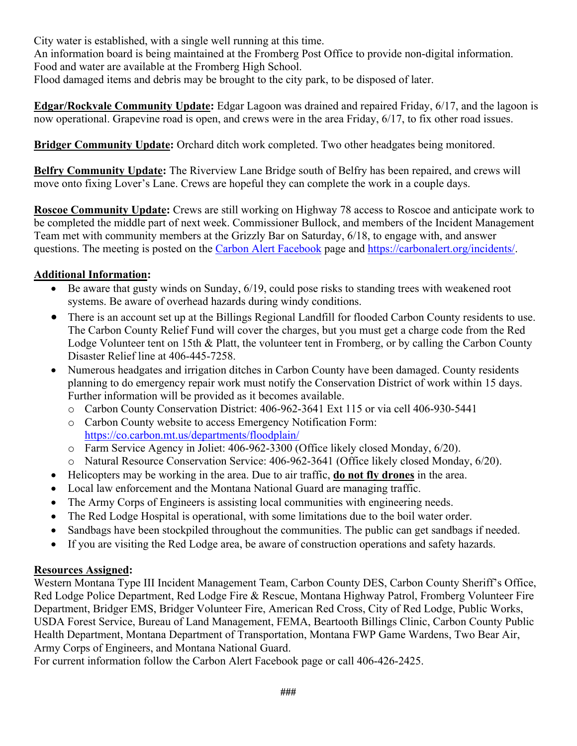City water is established, with a single well running at this time.
An information board is being maintained at the Fromberg Post Office to provide non-digital information.
Food and water are available at the Fromberg High School.
Flood damaged items and debris may be brought to the city park, to be disposed of later.

**Edgar/Rockvale Community Update:** Edgar Lagoon was drained and repaired Friday, 6/17, and the lagoon is now operational. Grapevine road is open, and crews were in the area Friday, 6/17, to fix other road issues.

**Bridger Community Update:** Orchard ditch work completed. Two other headgates being monitored.

**Belfry Community Update:** The Riverview Lane Bridge south of Belfry has been repaired, and crews will move onto fixing Lover's Lane. Crews are hopeful they can complete the work in a couple days.

**Roscoe Community Update:** Crews are still working on Highway 78 access to Roscoe and anticipate work to be completed the middle part of next week. Commissioner Bullock, and members of the Incident Management Team met with community members at the Grizzly Bar on Saturday, 6/18, to engage with, and answer questions. The meeting is posted on the Carbon Alert Facebook page and https://carbonalert.org/incidents/.

**Additional Information:**

- Be aware that gusty winds on Sunday, 6/19, could pose risks to standing trees with weakened root systems. Be aware of overhead hazards during windy conditions.
- There is an account set up at the Billings Regional Landfill for flooded Carbon County residents to use. The Carbon County Relief Fund will cover the charges, but you must get a charge code from the Red Lodge Volunteer tent on 15th & Platt, the volunteer tent in Fromberg, or by calling the Carbon County Disaster Relief line at 406-445-7258.
- Numerous headgates and irrigation ditches in Carbon County have been damaged. County residents planning to do emergency repair work must notify the Conservation District of work within 15 days. Further information will be provided as it becomes available.
  - Carbon County Conservation District: 406-962-3641 Ext 115 or via cell 406-930-5441
  - Carbon County website to access Emergency Notification Form: https://co.carbon.mt.us/departments/floodplain/
  - Farm Service Agency in Joliet: 406-962-3300 (Office likely closed Monday, 6/20).
  - Natural Resource Conservation Service: 406-962-3641 (Office likely closed Monday, 6/20).
- Helicopters may be working in the area. Due to air traffic, **do not fly drones** in the area.
- Local law enforcement and the Montana National Guard are managing traffic.
- The Army Corps of Engineers is assisting local communities with engineering needs.
- The Red Lodge Hospital is operational, with some limitations due to the boil water order.
- Sandbags have been stockpiled throughout the communities. The public can get sandbags if needed.
- If you are visiting the Red Lodge area, be aware of construction operations and safety hazards.

**Resources Assigned:**
Western Montana Type III Incident Management Team, Carbon County DES, Carbon County Sheriff's Office, Red Lodge Police Department, Red Lodge Fire & Rescue, Montana Highway Patrol, Fromberg Volunteer Fire Department, Bridger EMS, Bridger Volunteer Fire, American Red Cross, City of Red Lodge, Public Works, USDA Forest Service, Bureau of Land Management, FEMA, Beartooth Billings Clinic, Carbon County Public Health Department, Montana Department of Transportation, Montana FWP Game Wardens, Two Bear Air, Army Corps of Engineers, and Montana National Guard.
For current information follow the Carbon Alert Facebook page or call 406-426-2425.

###